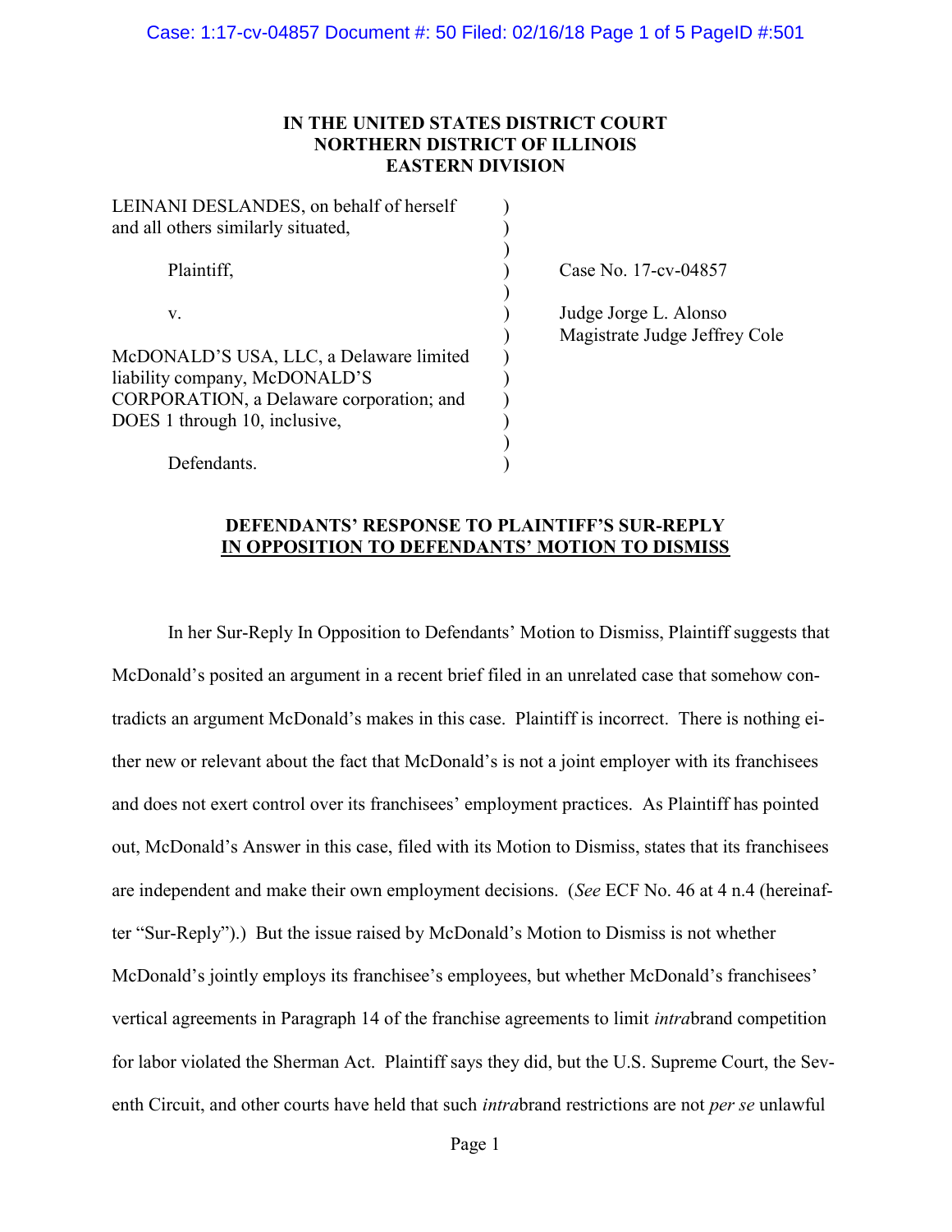**IN THE UNITED STATES DISTRICT COURT**
**NORTHERN DISTRICT OF ILLINOIS**
**EASTERN DIVISION**

| | |
|---|---|
| LEINANI DESLANDES, on behalf of herself and all others similarly situated, | |
| Plaintiff, | Case No. 17-cv-04857 |
| v. | Judge Jorge L. Alonso<br>Magistrate Judge Jeffrey Cole |
| McDONALD'S USA, LLC, a Delaware limited liability company, McDONALD'S CORPORATION, a Delaware corporation; and DOES 1 through 10, inclusive, | |
| Defendants. | |

**DEFENDANTS' RESPONSE TO PLAINTIFF'S SUR-REPLY**
**IN OPPOSITION TO DEFENDANTS' MOTION TO DISMISS**

In her Sur-Reply In Opposition to Defendants' Motion to Dismiss, Plaintiff suggests that McDonald's posited an argument in a recent brief filed in an unrelated case that somehow contradicts an argument McDonald's makes in this case. Plaintiff is incorrect. There is nothing either new or relevant about the fact that McDonald's is not a joint employer with its franchisees and does not exert control over its franchisees' employment practices. As Plaintiff has pointed out, McDonald's Answer in this case, filed with its Motion to Dismiss, states that its franchisees are independent and make their own employment decisions. (*See* ECF No. 46 at 4 n.4 (hereinafter "Sur-Reply").) But the issue raised by McDonald's Motion to Dismiss is not whether McDonald's jointly employs its franchisee's employees, but whether McDonald's franchisees' vertical agreements in Paragraph 14 of the franchise agreements to limit *intra*brand competition for labor violated the Sherman Act. Plaintiff says they did, but the U.S. Supreme Court, the Seventh Circuit, and other courts have held that such *intra*brand restrictions are not *per se* unlawful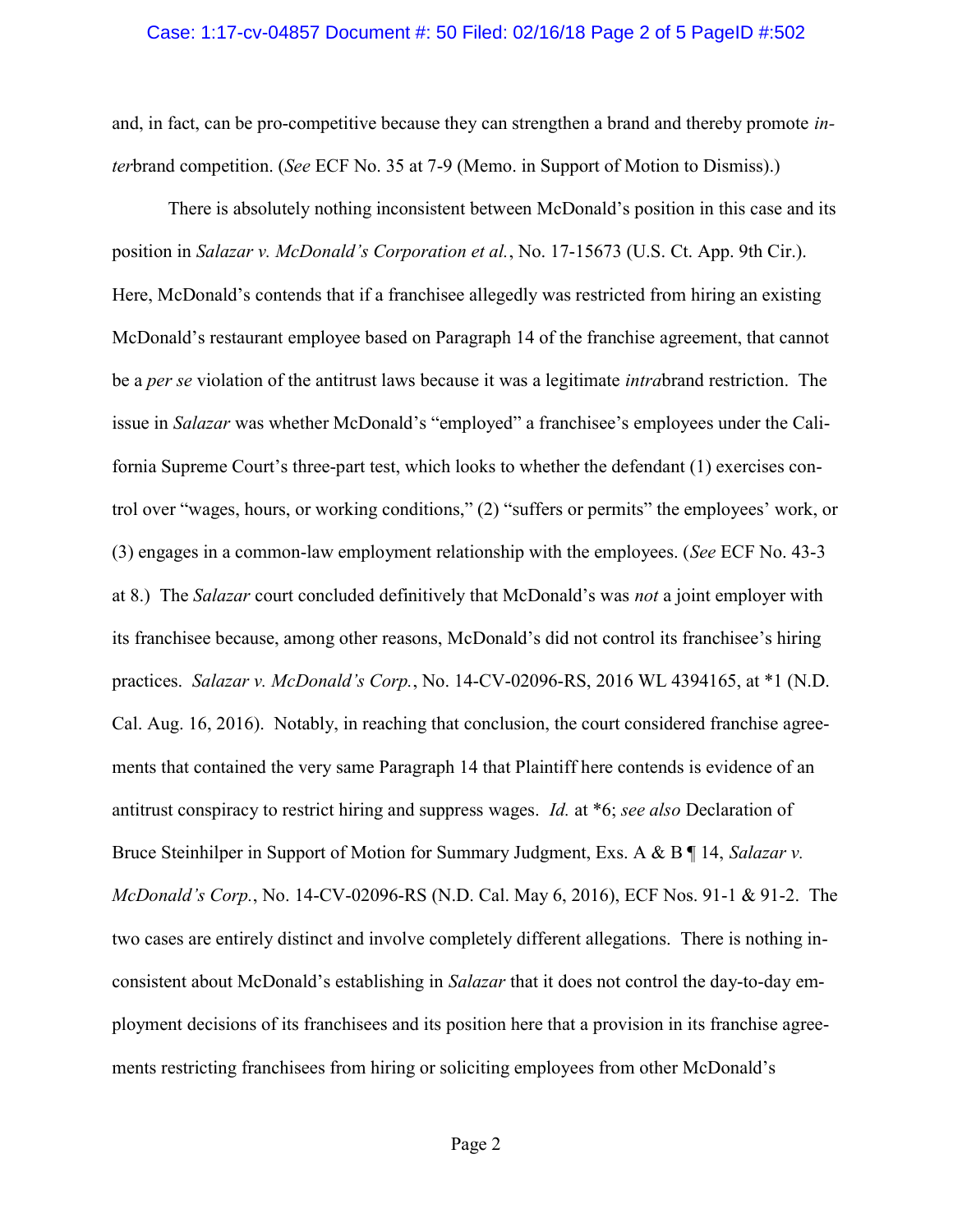and, in fact, can be pro-competitive because they can strengthen a brand and thereby promote *inter*brand competition. (*See* ECF No. 35 at 7-9 (Memo. in Support of Motion to Dismiss).)

There is absolutely nothing inconsistent between McDonald's position in this case and its position in *Salazar v. McDonald's Corporation et al.*, No. 17-15673 (U.S. Ct. App. 9th Cir.). Here, McDonald's contends that if a franchisee allegedly was restricted from hiring an existing McDonald's restaurant employee based on Paragraph 14 of the franchise agreement, that cannot be a *per se* violation of the antitrust laws because it was a legitimate *intra*brand restriction. The issue in *Salazar* was whether McDonald's "employed" a franchisee's employees under the California Supreme Court's three-part test, which looks to whether the defendant (1) exercises control over "wages, hours, or working conditions," (2) "suffers or permits" the employees' work, or (3) engages in a common-law employment relationship with the employees. (*See* ECF No. 43-3 at 8.) The *Salazar* court concluded definitively that McDonald's was *not* a joint employer with its franchisee because, among other reasons, McDonald's did not control its franchisee's hiring practices. *Salazar v. McDonald's Corp.*, No. 14-CV-02096-RS, 2016 WL 4394165, at *1 (N.D. Cal. Aug. 16, 2016). Notably, in reaching that conclusion, the court considered franchise agreements that contained the very same Paragraph 14 that Plaintiff here contends is evidence of an antitrust conspiracy to restrict hiring and suppress wages. *Id.* at *6; *see also* Declaration of Bruce Steinhilper in Support of Motion for Summary Judgment, Exs. A & B ¶ 14, *Salazar v. McDonald's Corp.*, No. 14-CV-02096-RS (N.D. Cal. May 6, 2016), ECF Nos. 91-1 & 91-2. The two cases are entirely distinct and involve completely different allegations. There is nothing inconsistent about McDonald's establishing in *Salazar* that it does not control the day-to-day employment decisions of its franchisees and its position here that a provision in its franchise agreements restricting franchisees from hiring or soliciting employees from other McDonald's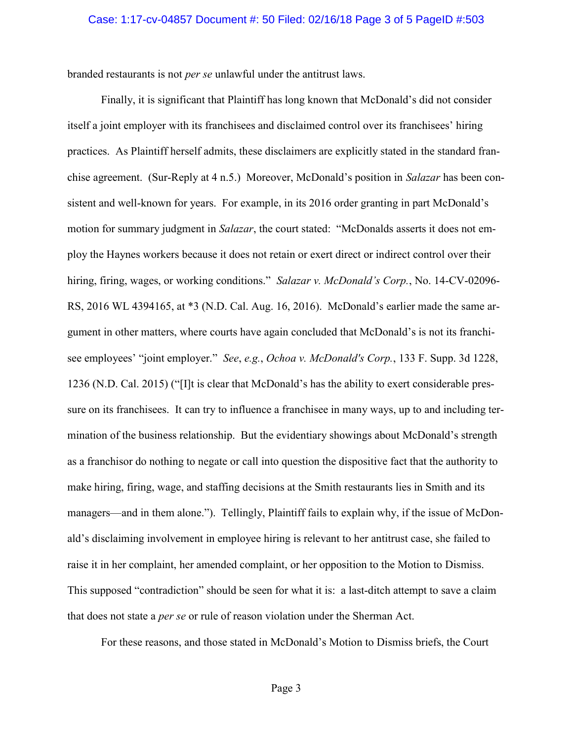branded restaurants is not *per se* unlawful under the antitrust laws.

Finally, it is significant that Plaintiff has long known that McDonald's did not consider itself a joint employer with its franchisees and disclaimed control over its franchisees' hiring practices. As Plaintiff herself admits, these disclaimers are explicitly stated in the standard franchise agreement. (Sur-Reply at 4 n.5.) Moreover, McDonald's position in *Salazar* has been consistent and well-known for years. For example, in its 2016 order granting in part McDonald's motion for summary judgment in *Salazar*, the court stated: "McDonalds asserts it does not employ the Haynes workers because it does not retain or exert direct or indirect control over their hiring, firing, wages, or working conditions." *Salazar v. McDonald's Corp.*, No. 14-CV-02096-RS, 2016 WL 4394165, at *3 (N.D. Cal. Aug. 16, 2016). McDonald's earlier made the same argument in other matters, where courts have again concluded that McDonald's is not its franchisee employees' "joint employer." *See*, *e.g.*, *Ochoa v. McDonald's Corp.*, 133 F. Supp. 3d 1228, 1236 (N.D. Cal. 2015) ("[I]t is clear that McDonald's has the ability to exert considerable pressure on its franchisees. It can try to influence a franchisee in many ways, up to and including termination of the business relationship. But the evidentiary showings about McDonald's strength as a franchisor do nothing to negate or call into question the dispositive fact that the authority to make hiring, firing, wage, and staffing decisions at the Smith restaurants lies in Smith and its managers—and in them alone."). Tellingly, Plaintiff fails to explain why, if the issue of McDonald's disclaiming involvement in employee hiring is relevant to her antitrust case, she failed to raise it in her complaint, her amended complaint, or her opposition to the Motion to Dismiss. This supposed "contradiction" should be seen for what it is: a last-ditch attempt to save a claim that does not state a *per se* or rule of reason violation under the Sherman Act.

For these reasons, and those stated in McDonald's Motion to Dismiss briefs, the Court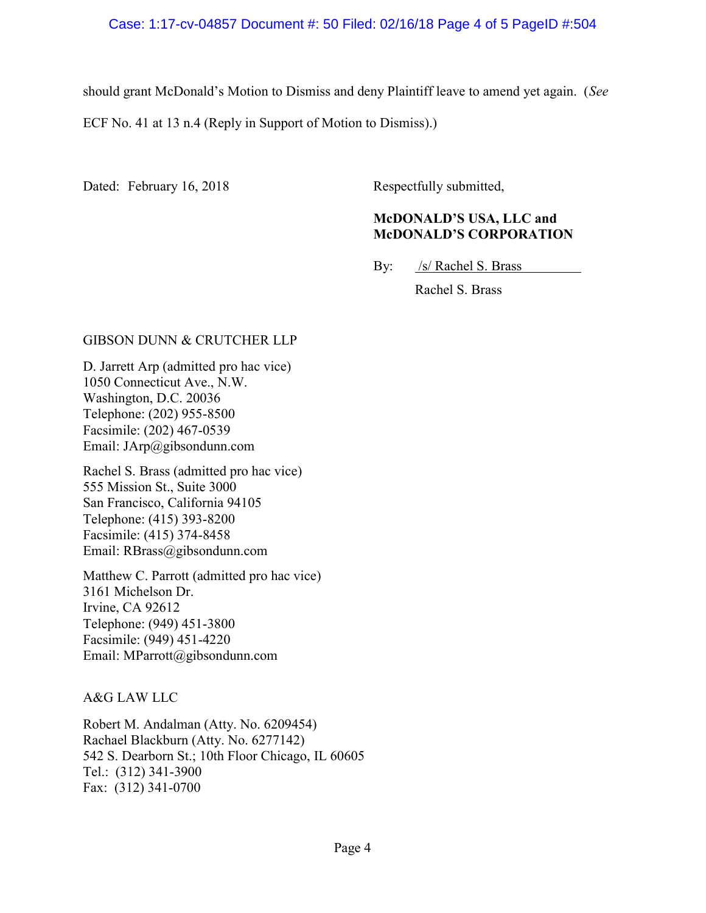should grant McDonald's Motion to Dismiss and deny Plaintiff leave to amend yet again. (*See* ECF No. 41 at 13 n.4 (Reply in Support of Motion to Dismiss).)

Dated: February 16, 2018

Respectfully submitted,

**McDONALD'S USA, LLC and McDONALD'S CORPORATION**

By: /s/ Rachel S. Brass

Rachel S. Brass

GIBSON DUNN & CRUTCHER LLP

D. Jarrett Arp (admitted pro hac vice)
1050 Connecticut Ave., N.W.
Washington, D.C. 20036
Telephone: (202) 955-8500
Facsimile: (202) 467-0539
Email: JArp@gibsondunn.com

Rachel S. Brass (admitted pro hac vice)
555 Mission St., Suite 3000
San Francisco, California 94105
Telephone: (415) 393-8200
Facsimile: (415) 374-8458
Email: RBrass@gibsondunn.com

Matthew C. Parrott (admitted pro hac vice)
3161 Michelson Dr.
Irvine, CA 92612
Telephone: (949) 451-3800
Facsimile: (949) 451-4220
Email: MParrott@gibsondunn.com

A&G LAW LLC

Robert M. Andalman (Atty. No. 6209454)
Rachael Blackburn (Atty. No. 6277142)
542 S. Dearborn St.; 10th Floor Chicago, IL 60605
Tel.: (312) 341-3900
Fax: (312) 341-0700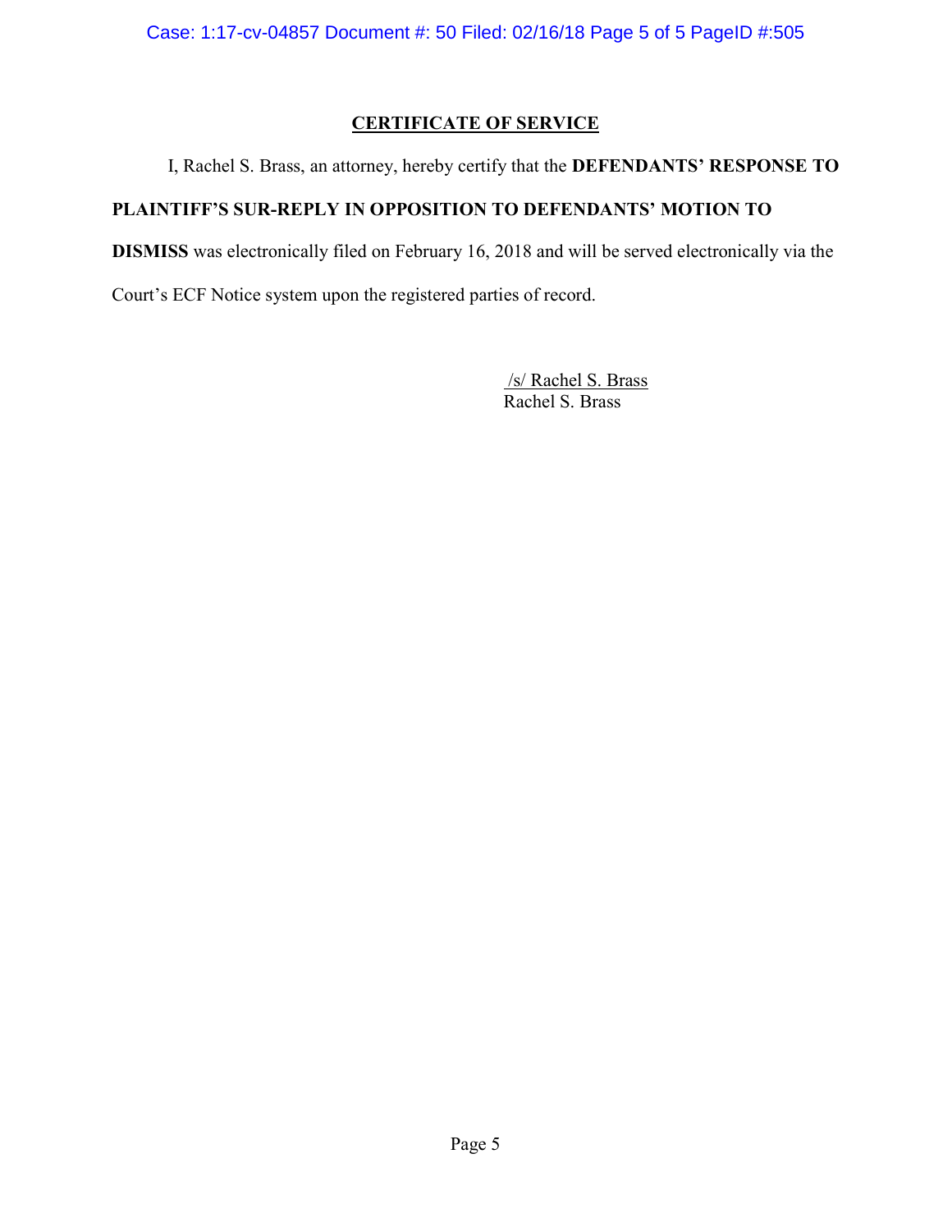## CERTIFICATE OF SERVICE

I, Rachel S. Brass, an attorney, hereby certify that the **DEFENDANTS' RESPONSE TO PLAINTIFF'S SUR-REPLY IN OPPOSITION TO DEFENDANTS' MOTION TO DISMISS** was electronically filed on February 16, 2018 and will be served electronically via the Court's ECF Notice system upon the registered parties of record.

/s/ Rachel S. Brass
Rachel S. Brass